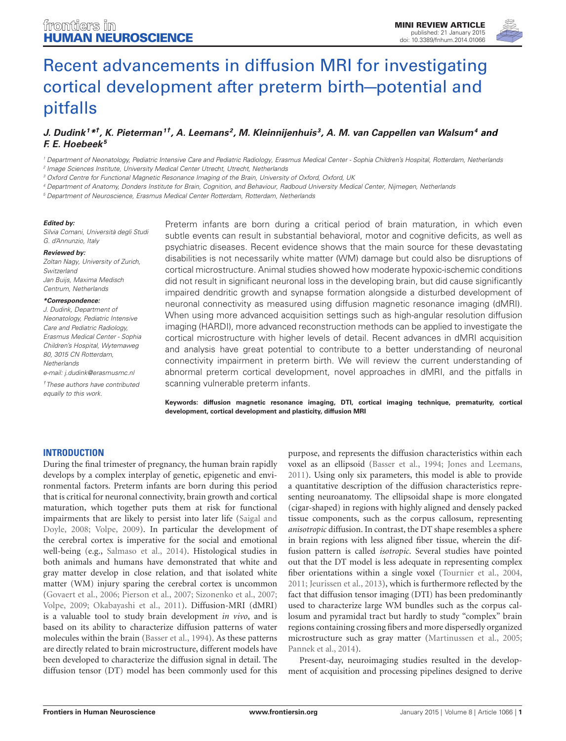MINI REVIEW ARTICLE
published: 21 January 2015
doi: 10.3389/fnhum.2014.01066

# Recent advancements in diffusion MRI for investigating cortical development after preterm birth—potential and pitfalls

***J. Dudink[1]*†, K. Pieterman[1†], A. Leemans[2], M. Kleinnijenhuis[3], A. M. van Cappellen van Walsum[4] and F. E. Hoebeek[5]***

[1] Department of Neonatology, Pediatric Intensive Care and Pediatric Radiology, Erasmus Medical Center - Sophia Children's Hospital, Rotterdam, Netherlands
[2] Image Sciences Institute, University Medical Center Utrecht, Utrecht, Netherlands
[3] Oxford Centre for Functional Magnetic Resonance Imaging of the Brain, University of Oxford, Oxford, UK
[4] Department of Anatomy, Donders Institute for Brain, Cognition, and Behaviour, Radboud University Medical Center, Nijmegen, Netherlands
[5] Department of Neuroscience, Erasmus Medical Center Rotterdam, Rotterdam, Netherlands

***Edited by:***
*Silvia Comani, Università degli Studi G. d'Annunzio, Italy*

***Reviewed by:***
*Zoltan Nagy, University of Zurich, Switzerland*
*Jan Buijs, Maxima Medisch Centrum, Netherlands*

***\*Correspondence:***
*J. Dudink, Department of Neonatology, Pediatric Intensive Care and Pediatric Radiology, Erasmus Medical Center - Sophia Children's Hospital, Wytemaweg 80, 3015 CN Rotterdam, Netherlands*
*e-mail: j.dudink@erasmusmc.nl*

*† These authors have contributed equally to this work.*

Preterm infants are born during a critical period of brain maturation, in which even subtle events can result in substantial behavioral, motor and cognitive deficits, as well as psychiatric diseases. Recent evidence shows that the main source for these devastating disabilities is not necessarily white matter (WM) damage but could also be disruptions of cortical microstructure. Animal studies showed how moderate hypoxic-ischemic conditions did not result in significant neuronal loss in the developing brain, but did cause significantly impaired dendritic growth and synapse formation alongside a disturbed development of neuronal connectivity as measured using diffusion magnetic resonance imaging (dMRI). When using more advanced acquisition settings such as high-angular resolution diffusion imaging (HARDI), more advanced reconstruction methods can be applied to investigate the cortical microstructure with higher levels of detail. Recent advances in dMRI acquisition and analysis have great potential to contribute to a better understanding of neuronal connectivity impairment in preterm birth. We will review the current understanding of abnormal preterm cortical development, novel approaches in dMRI, and the pitfalls in scanning vulnerable preterm infants.

**Keywords: diffusion magnetic resonance imaging, DTI, cortical imaging technique, prematurity, cortical development, cortical development and plasticity, diffusion MRI**

## INTRODUCTION

During the final trimester of pregnancy, the human brain rapidly develops by a complex interplay of genetic, epigenetic and environmental factors. Preterm infants are born during this period that is critical for neuronal connectivity, brain growth and cortical maturation, which together puts them at risk for functional impairments that are likely to persist into later life (Saigal and Doyle, 2008; Volpe, 2009). In particular the development of the cerebral cortex is imperative for the social and emotional well-being (e.g., Salmaso et al., 2014). Histological studies in both animals and humans have demonstrated that white and gray matter develop in close relation, and that isolated white matter (WM) injury sparing the cerebral cortex is uncommon (Govaert et al., 2006; Pierson et al., 2007; Sizonenko et al., 2007; Volpe, 2009; Okabayashi et al., 2011). Diffusion-MRI (dMRI) is a valuable tool to study brain development *in vivo*, and is based on its ability to characterize diffusion patterns of water molecules within the brain (Basser et al., 1994). As these patterns are directly related to brain microstructure, different models have been developed to characterize the diffusion signal in detail. The diffusion tensor (DT) model has been commonly used for this purpose, and represents the diffusion characteristics within each voxel as an ellipsoid (Basser et al., 1994; Jones and Leemans, 2011). Using only six parameters, this model is able to provide a quantitative description of the diffusion characteristics representing neuroanatomy. The ellipsoidal shape is more elongated (cigar-shaped) in regions with highly aligned and densely packed tissue components, such as the corpus callosum, representing *anisotropic* diffusion. In contrast, the DT shape resembles a sphere in brain regions with less aligned fiber tissue, wherein the diffusion pattern is called *isotropic*. Several studies have pointed out that the DT model is less adequate in representing complex fiber orientations within a single voxel (Tournier et al., 2004, 2011; Jeurissen et al., 2013), which is furthermore reflected by the fact that diffusion tensor imaging (DTI) has been predominantly used to characterize large WM bundles such as the corpus callosum and pyramidal tract but hardly to study "complex" brain regions containing crossing fibers and more dispersedly organized microstructure such as gray matter (Martinussen et al., 2005; Pannek et al., 2014).

Present-day, neuroimaging studies resulted in the development of acquisition and processing pipelines designed to derive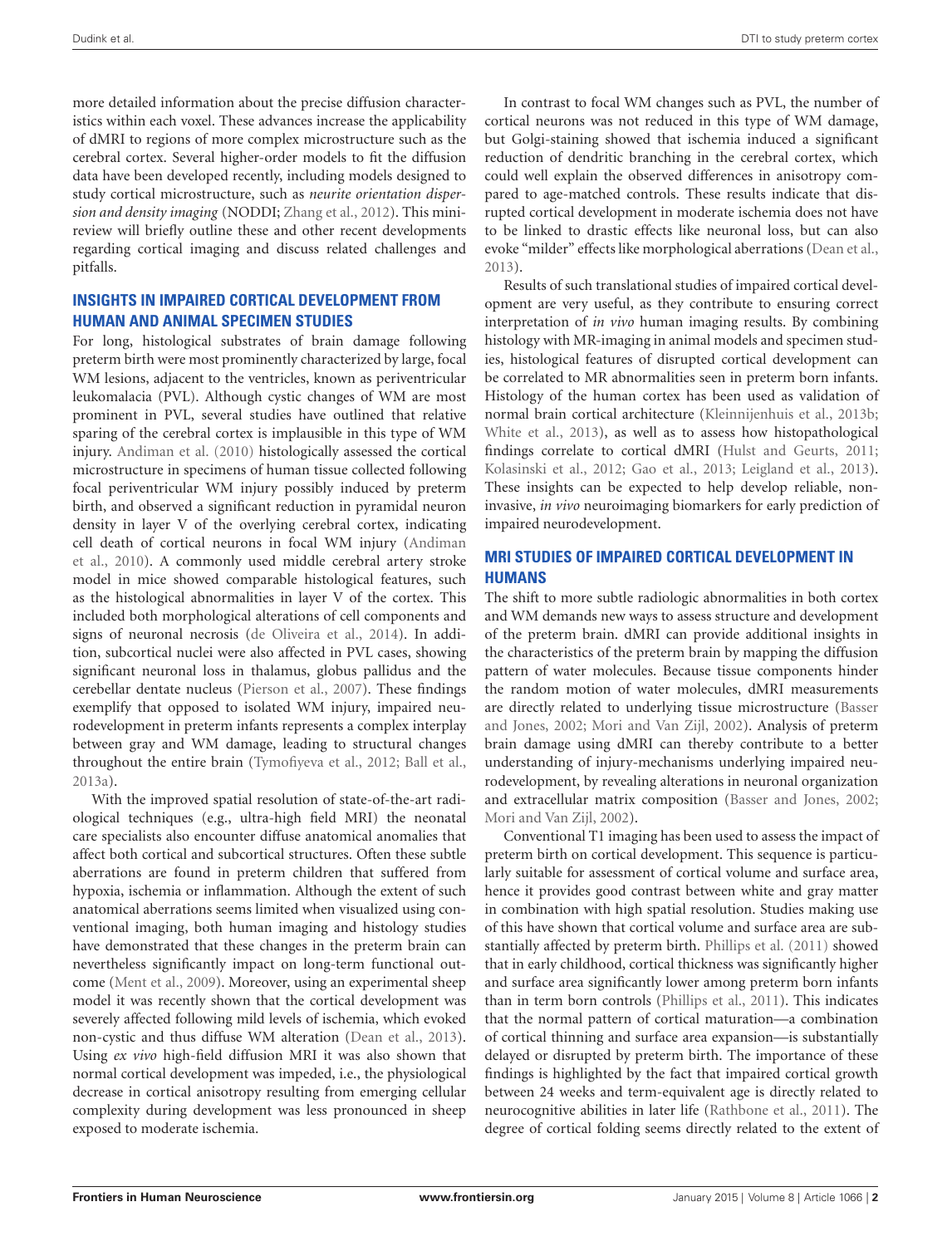more detailed information about the precise diffusion characteristics within each voxel. These advances increase the applicability of dMRI to regions of more complex microstructure such as the cerebral cortex. Several higher-order models to fit the diffusion data have been developed recently, including models designed to study cortical microstructure, such as *neurite orientation dispersion and density imaging* (NODDI; Zhang et al., 2012). This minireview will briefly outline these and other recent developments regarding cortical imaging and discuss related challenges and pitfalls.

## INSIGHTS IN IMPAIRED CORTICAL DEVELOPMENT FROM HUMAN AND ANIMAL SPECIMEN STUDIES

For long, histological substrates of brain damage following preterm birth were most prominently characterized by large, focal WM lesions, adjacent to the ventricles, known as periventricular leukomalacia (PVL). Although cystic changes of WM are most prominent in PVL, several studies have outlined that relative sparing of the cerebral cortex is implausible in this type of WM injury. Andiman et al. (2010) histologically assessed the cortical microstructure in specimens of human tissue collected following focal periventricular WM injury possibly induced by preterm birth, and observed a significant reduction in pyramidal neuron density in layer V of the overlying cerebral cortex, indicating cell death of cortical neurons in focal WM injury (Andiman et al., 2010). A commonly used middle cerebral artery stroke model in mice showed comparable histological features, such as the histological abnormalities in layer V of the cortex. This included both morphological alterations of cell components and signs of neuronal necrosis (de Oliveira et al., 2014). In addition, subcortical nuclei were also affected in PVL cases, showing significant neuronal loss in thalamus, globus pallidus and the cerebellar dentate nucleus (Pierson et al., 2007). These findings exemplify that opposed to isolated WM injury, impaired neurodevelopment in preterm infants represents a complex interplay between gray and WM damage, leading to structural changes throughout the entire brain (Tymofiyeva et al., 2012; Ball et al., 2013a).

With the improved spatial resolution of state-of-the-art radiological techniques (e.g., ultra-high field MRI) the neonatal care specialists also encounter diffuse anatomical anomalies that affect both cortical and subcortical structures. Often these subtle aberrations are found in preterm children that suffered from hypoxia, ischemia or inflammation. Although the extent of such anatomical aberrations seems limited when visualized using conventional imaging, both human imaging and histology studies have demonstrated that these changes in the preterm brain can nevertheless significantly impact on long-term functional outcome (Ment et al., 2009). Moreover, using an experimental sheep model it was recently shown that the cortical development was severely affected following mild levels of ischemia, which evoked non-cystic and thus diffuse WM alteration (Dean et al., 2013). Using *ex vivo* high-field diffusion MRI it was also shown that normal cortical development was impeded, i.e., the physiological decrease in cortical anisotropy resulting from emerging cellular complexity during development was less pronounced in sheep exposed to moderate ischemia.

In contrast to focal WM changes such as PVL, the number of cortical neurons was not reduced in this type of WM damage, but Golgi-staining showed that ischemia induced a significant reduction of dendritic branching in the cerebral cortex, which could well explain the observed differences in anisotropy compared to age-matched controls. These results indicate that disrupted cortical development in moderate ischemia does not have to be linked to drastic effects like neuronal loss, but can also evoke "milder" effects like morphological aberrations (Dean et al., 2013).

Results of such translational studies of impaired cortical development are very useful, as they contribute to ensuring correct interpretation of *in vivo* human imaging results. By combining histology with MR-imaging in animal models and specimen studies, histological features of disrupted cortical development can be correlated to MR abnormalities seen in preterm born infants. Histology of the human cortex has been used as validation of normal brain cortical architecture (Kleinnijenhuis et al., 2013b; White et al., 2013), as well as to assess how histopathological findings correlate to cortical dMRI (Hulst and Geurts, 2011; Kolasinski et al., 2012; Gao et al., 2013; Leigland et al., 2013). These insights can be expected to help develop reliable, non-invasive, *in vivo* neuroimaging biomarkers for early prediction of impaired neurodevelopment.

## MRI STUDIES OF IMPAIRED CORTICAL DEVELOPMENT IN HUMANS

The shift to more subtle radiologic abnormalities in both cortex and WM demands new ways to assess structure and development of the preterm brain. dMRI can provide additional insights in the characteristics of the preterm brain by mapping the diffusion pattern of water molecules. Because tissue components hinder the random motion of water molecules, dMRI measurements are directly related to underlying tissue microstructure (Basser and Jones, 2002; Mori and Van Zijl, 2002). Analysis of preterm brain damage using dMRI can thereby contribute to a better understanding of injury-mechanisms underlying impaired neurodevelopment, by revealing alterations in neuronal organization and extracellular matrix composition (Basser and Jones, 2002; Mori and Van Zijl, 2002).

Conventional T1 imaging has been used to assess the impact of preterm birth on cortical development. This sequence is particularly suitable for assessment of cortical volume and surface area, hence it provides good contrast between white and gray matter in combination with high spatial resolution. Studies making use of this have shown that cortical volume and surface area are substantially affected by preterm birth. Phillips et al. (2011) showed that in early childhood, cortical thickness was significantly higher and surface area significantly lower among preterm born infants than in term born controls (Phillips et al., 2011). This indicates that the normal pattern of cortical maturation—a combination of cortical thinning and surface area expansion—is substantially delayed or disrupted by preterm birth. The importance of these findings is highlighted by the fact that impaired cortical growth between 24 weeks and term-equivalent age is directly related to neurocognitive abilities in later life (Rathbone et al., 2011). The degree of cortical folding seems directly related to the extent of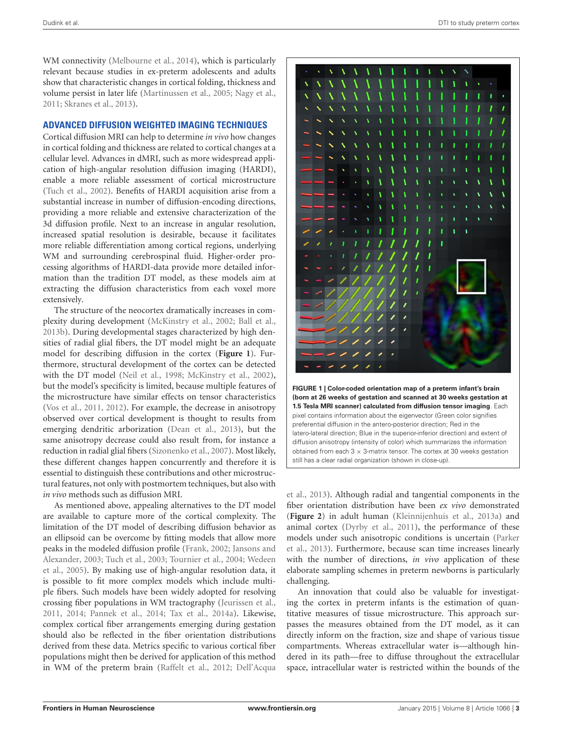WM connectivity (Melbourne et al., 2014), which is particularly relevant because studies in ex-preterm adolescents and adults show that characteristic changes in cortical folding, thickness and volume persist in later life (Martinussen et al., 2005; Nagy et al., 2011; Skranes et al., 2013).

## ADVANCED DIFFUSION WEIGHTED IMAGING TECHNIQUES

Cortical diffusion MRI can help to determine *in vivo* how changes in cortical folding and thickness are related to cortical changes at a cellular level. Advances in dMRI, such as more widespread application of high-angular resolution diffusion imaging (HARDI), enable a more reliable assessment of cortical microstructure (Tuch et al., 2002). Benefits of HARDI acquisition arise from a substantial increase in number of diffusion-encoding directions, providing a more reliable and extensive characterization of the 3d diffusion profile. Next to an increase in angular resolution, increased spatial resolution is desirable, because it facilitates more reliable differentiation among cortical regions, underlying WM and surrounding cerebrospinal fluid. Higher-order processing algorithms of HARDI-data provide more detailed information than the tradition DT model, as these models aim at extracting the diffusion characteristics from each voxel more extensively.

The structure of the neocortex dramatically increases in complexity during development (McKinstry et al., 2002; Ball et al., 2013b). During developmental stages characterized by high densities of radial glial fibers, the DT model might be an adequate model for describing diffusion in the cortex (**Figure 1**). Furthermore, structural development of the cortex can be detected with the DT model (Neil et al., 1998; McKinstry et al., 2002), but the model's specificity is limited, because multiple features of the microstructure have similar effects on tensor characteristics (Vos et al., 2011, 2012). For example, the decrease in anisotropy observed over cortical development is thought to results from emerging dendritic arborization (Dean et al., 2013), but the same anisotropy decrease could also result from, for instance a reduction in radial glial fibers (Sizonenko et al., 2007). Most likely, these different changes happen concurrently and therefore it is essential to distinguish these contributions and other microstructural features, not only with postmortem techniques, but also with *in vivo* methods such as diffusion MRI.

As mentioned above, appealing alternatives to the DT model are available to capture more of the cortical complexity. The limitation of the DT model of describing diffusion behavior as an ellipsoid can be overcome by fitting models that allow more peaks in the modeled diffusion profile (Frank, 2002; Jansons and Alexander, 2003; Tuch et al., 2003; Tournier et al., 2004; Wedeen et al., 2005). By making use of high-angular resolution data, it is possible to fit more complex models which include multiple fibers. Such models have been widely adopted for resolving crossing fiber populations in WM tractography (Jeurissen et al., 2011, 2014; Pannek et al., 2014; Tax et al., 2014a). Likewise, complex cortical fiber arrangements emerging during gestation should also be reflected in the fiber orientation distributions derived from these data. Metrics specific to various cortical fiber populations might then be derived for application of this method in WM of the preterm brain (Raffelt et al., 2012; Dell'Acqua et al., 2013). Although radial and tangential components in the fiber orientation distribution have been *ex vivo* demonstrated (**Figure 2**) in adult human (Kleinnijenhuis et al., 2013a) and animal cortex (Dyrby et al., 2011), the performance of these models under such anisotropic conditions is uncertain (Parker et al., 2013). Furthermore, because scan time increases linearly with the number of directions, *in vivo* application of these elaborate sampling schemes in preterm newborns is particularly challenging.

**FIGURE 1 | Color-coded orientation map of a preterm infant's brain (born at 26 weeks of gestation and scanned at 30 weeks gestation at 1.5 Tesla MRI scanner) calculated from diffusion tensor imaging**. Each pixel contains information about the eigenvector (Green color signifies preferential diffusion in the antero-posterior direction; Red in the latero-lateral direction; Blue in the superior-inferior direction) and extent of diffusion anisotropy (intensity of color) which summarizes the information obtained from each $3 \times 3$-matrix tensor. The cortex at 30 weeks gestation still has a clear radial organization (shown in close-up).

An innovation that could also be valuable for investigating the cortex in preterm infants is the estimation of quantitative measures of tissue microstructure. This approach surpasses the measures obtained from the DT model, as it can directly inform on the fraction, size and shape of various tissue compartments. Whereas extracellular water is—although hindered in its path—free to diffuse throughout the extracellular space, intracellular water is restricted within the bounds of the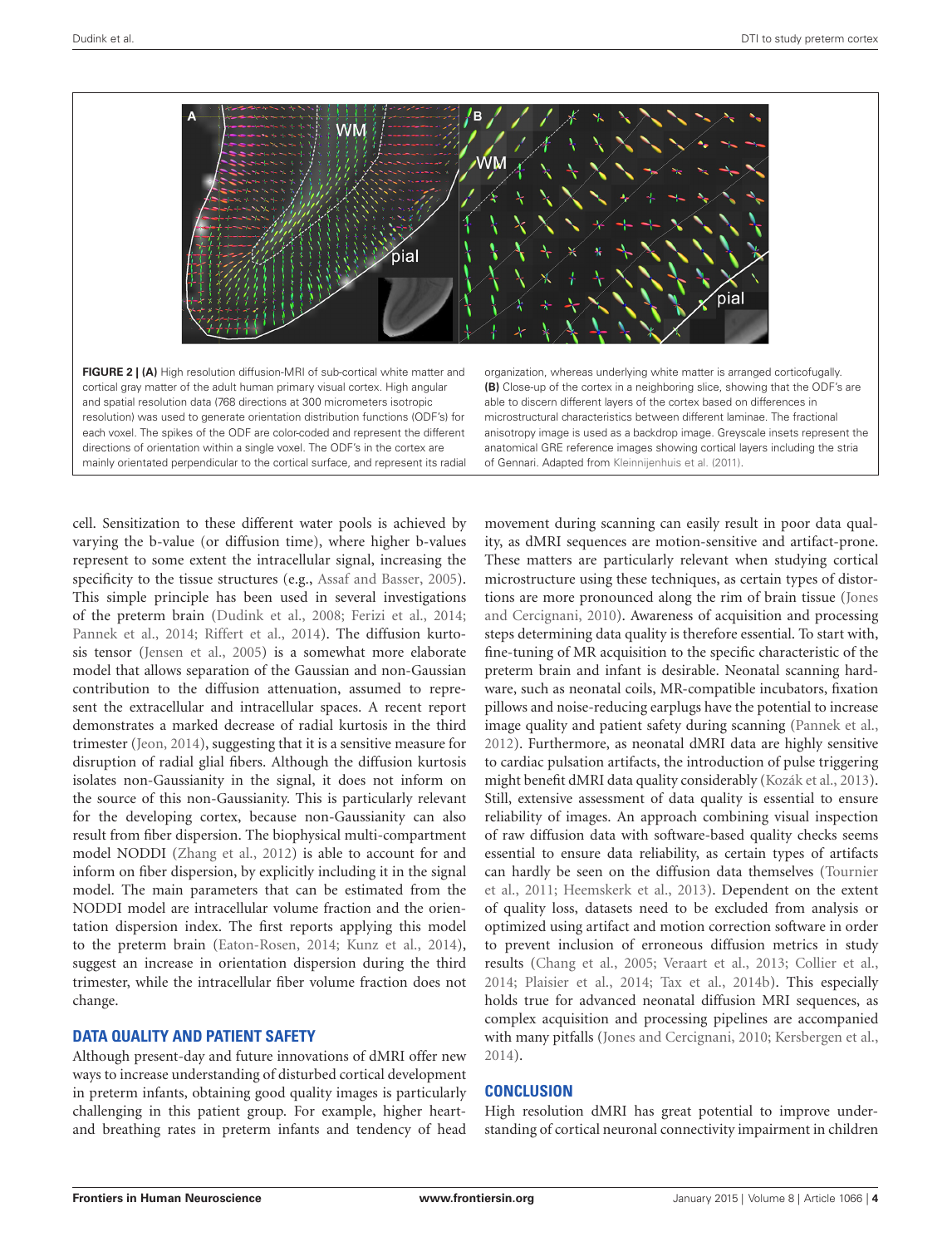**FIGURE 2 | (A)** High resolution diffusion-MRI of sub-cortical white matter and cortical gray matter of the adult human primary visual cortex. High angular and spatial resolution data (768 directions at 300 micrometers isotropic resolution) was used to generate orientation distribution functions (ODF's) for each voxel. The spikes of the ODF are color-coded and represent the different directions of orientation within a single voxel. The ODF's in the cortex are mainly orientated perpendicular to the cortical surface, and represent its radial organization, whereas underlying white matter is arranged corticofugally. **(B)** Close-up of the cortex in a neighboring slice, showing that the ODF's are able to discern different layers of the cortex based on differences in microstructural characteristics between different laminae. The fractional anisotropy image is used as a backdrop image. Greyscale insets represent the anatomical GRE reference images showing cortical layers including the stria of Gennari. Adapted from Kleinnijenhuis et al. (2011).

cell. Sensitization to these different water pools is achieved by varying the b-value (or diffusion time), where higher b-values represent to some extent the intracellular signal, increasing the specificity to the tissue structures (e.g., Assaf and Basser, 2005). This simple principle has been used in several investigations of the preterm brain (Dudink et al., 2008; Ferizi et al., 2014; Pannek et al., 2014; Riffert et al., 2014). The diffusion kurtosis tensor (Jensen et al., 2005) is a somewhat more elaborate model that allows separation of the Gaussian and non-Gaussian contribution to the diffusion attenuation, assumed to represent the extracellular and intracellular spaces. A recent report demonstrates a marked decrease of radial kurtosis in the third trimester (Jeon, 2014), suggesting that it is a sensitive measure for disruption of radial glial fibers. Although the diffusion kurtosis isolates non-Gaussianity in the signal, it does not inform on the source of this non-Gaussianity. This is particularly relevant for the developing cortex, because non-Gaussianity can also result from fiber dispersion. The biophysical multi-compartment model NODDI (Zhang et al., 2012) is able to account for and inform on fiber dispersion, by explicitly including it in the signal model. The main parameters that can be estimated from the NODDI model are intracellular volume fraction and the orientation dispersion index. The first reports applying this model to the preterm brain (Eaton-Rosen, 2014; Kunz et al., 2014), suggest an increase in orientation dispersion during the third trimester, while the intracellular fiber volume fraction does not change.

## DATA QUALITY AND PATIENT SAFETY

Although present-day and future innovations of dMRI offer new ways to increase understanding of disturbed cortical development in preterm infants, obtaining good quality images is particularly challenging in this patient group. For example, higher heart- and breathing rates in preterm infants and tendency of head movement during scanning can easily result in poor data quality, as dMRI sequences are motion-sensitive and artifact-prone. These matters are particularly relevant when studying cortical microstructure using these techniques, as certain types of distortions are more pronounced along the rim of brain tissue (Jones and Cercignani, 2010). Awareness of acquisition and processing steps determining data quality is therefore essential. To start with, fine-tuning of MR acquisition to the specific characteristic of the preterm brain and infant is desirable. Neonatal scanning hardware, such as neonatal coils, MR-compatible incubators, fixation pillows and noise-reducing earplugs have the potential to increase image quality and patient safety during scanning (Pannek et al., 2012). Furthermore, as neonatal dMRI data are highly sensitive to cardiac pulsation artifacts, the introduction of pulse triggering might benefit dMRI data quality considerably (Kozák et al., 2013). Still, extensive assessment of data quality is essential to ensure reliability of images. An approach combining visual inspection of raw diffusion data with software-based quality checks seems essential to ensure data reliability, as certain types of artifacts can hardly be seen on the diffusion data themselves (Tournier et al., 2011; Heemskerk et al., 2013). Dependent on the extent of quality loss, datasets need to be excluded from analysis or optimized using artifact and motion correction software in order to prevent inclusion of erroneous diffusion metrics in study results (Chang et al., 2005; Veraart et al., 2013; Collier et al., 2014; Plaisier et al., 2014; Tax et al., 2014b). This especially holds true for advanced neonatal diffusion MRI sequences, as complex acquisition and processing pipelines are accompanied with many pitfalls (Jones and Cercignani, 2010; Kersbergen et al., 2014).

## CONCLUSION

High resolution dMRI has great potential to improve understanding of cortical neuronal connectivity impairment in children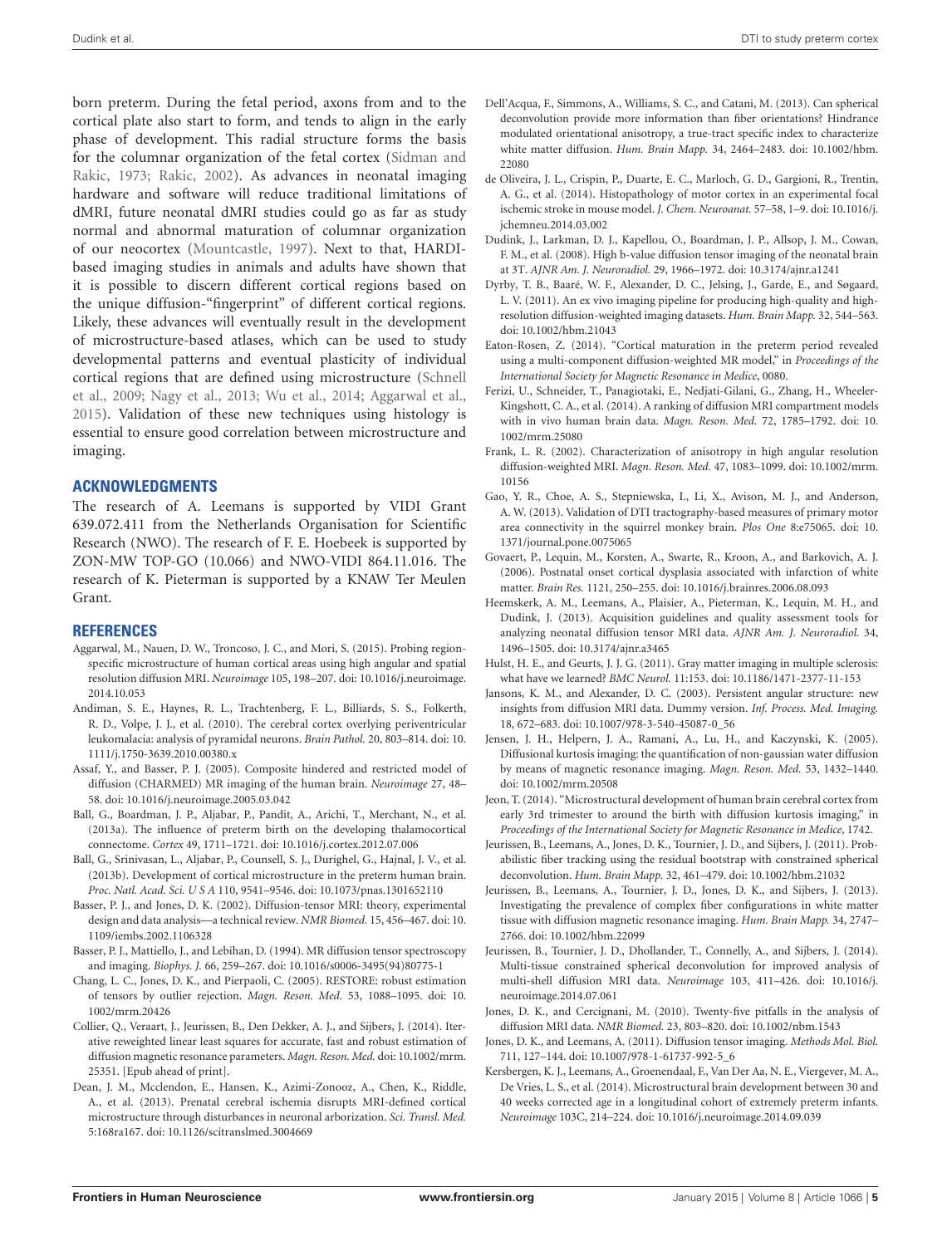born preterm. During the fetal period, axons from and to the cortical plate also start to form, and tends to align in the early phase of development. This radial structure forms the basis for the columnar organization of the fetal cortex (Sidman and Rakic, 1973; Rakic, 2002). As advances in neonatal imaging hardware and software will reduce traditional limitations of dMRI, future neonatal dMRI studies could go as far as study normal and abnormal maturation of columnar organization of our neocortex (Mountcastle, 1997). Next to that, HARDI-based imaging studies in animals and adults have shown that it is possible to discern different cortical regions based on the unique diffusion-"fingerprint" of different cortical regions. Likely, these advances will eventually result in the development of microstructure-based atlases, which can be used to study developmental patterns and eventual plasticity of individual cortical regions that are defined using microstructure (Schnell et al., 2009; Nagy et al., 2013; Wu et al., 2014; Aggarwal et al., 2015). Validation of these new techniques using histology is essential to ensure good correlation between microstructure and imaging.

## ACKNOWLEDGMENTS

The research of A. Leemans is supported by VIDI Grant 639.072.411 from the Netherlands Organisation for Scientific Research (NWO). The research of F. E. Hoebeek is supported by ZON-MW TOP-GO (10.066) and NWO-VIDI 864.11.016. The research of K. Pieterman is supported by a KNAW Ter Meulen Grant.

## REFERENCES

Aggarwal, M., Nauen, D. W., Troncoso, J. C., and Mori, S. (2015). Probing region-specific microstructure of human cortical areas using high angular and spatial resolution diffusion MRI. *Neuroimage* 105, 198–207. doi: 10.1016/j.neuroimage.2014.10.053

Andiman, S. E., Haynes, R. L., Trachtenberg, F. L., Billiards, S. S., Folkerth, R. D., Volpe, J. J., et al. (2010). The cerebral cortex overlying periventricular leukomalacia: analysis of pyramidal neurons. *Brain Pathol.* 20, 803–814. doi: 10.1111/j.1750-3639.2010.00380.x

Assaf, Y., and Basser, P. J. (2005). Composite hindered and restricted model of diffusion (CHARMED) MR imaging of the human brain. *Neuroimage* 27, 48–58. doi: 10.1016/j.neuroimage.2005.03.042

Ball, G., Boardman, J. P., Aljabar, P., Pandit, A., Arichi, T., Merchant, N., et al. (2013a). The influence of preterm birth on the developing thalamocortical connectome. *Cortex* 49, 1711–1721. doi: 10.1016/j.cortex.2012.07.006

Ball, G., Srinivasan, L., Aljabar, P., Counsell, S. J., Durighel, G., Hajnal, J. V., et al. (2013b). Development of cortical microstructure in the preterm human brain. *Proc. Natl. Acad. Sci. U S A* 110, 9541–9546. doi: 10.1073/pnas.1301652110

Basser, P. J., and Jones, D. K. (2002). Diffusion-tensor MRI: theory, experimental design and data analysis—a technical review. *NMR Biomed.* 15, 456–467. doi: 10.1109/iembs.2002.1106328

Basser, P. J., Mattiello, J., and Lebihan, D. (1994). MR diffusion tensor spectroscopy and imaging. *Biophys. J.* 66, 259–267. doi: 10.1016/s0006-3495(94)80775-1

Chang, L. C., Jones, D. K., and Pierpaoli, C. (2005). RESTORE: robust estimation of tensors by outlier rejection. *Magn. Reson. Med.* 53, 1088–1095. doi: 10.1002/mrm.20426

Collier, Q., Veraart, J., Jeurissen, B., Den Dekker, A. J., and Sijbers, J. (2014). Iterative reweighted linear least squares for accurate, fast and robust estimation of diffusion magnetic resonance parameters. *Magn. Reson. Med.* doi: 10.1002/mrm.25351. [Epub ahead of print].

Dean, J. M., Mcclendon, E., Hansen, K., Azimi-Zonooz, A., Chen, K., Riddle, A., et al. (2013). Prenatal cerebral ischemia disrupts MRI-defined cortical microstructure through disturbances in neuronal arborization. *Sci. Transl. Med.* 5:168ra167. doi: 10.1126/scitranslmed.3004669

Dell'Acqua, F., Simmons, A., Williams, S. C., and Catani, M. (2013). Can spherical deconvolution provide more information than fiber orientations? Hindrance modulated orientational anisotropy, a true-tract specific index to characterize white matter diffusion. *Hum. Brain Mapp.* 34, 2464–2483. doi: 10.1002/hbm.22080

de Oliveira, J. L., Crispin, P., Duarte, E. C., Marloch, G. D., Gargioni, R., Trentin, A. G., et al. (2014). Histopathology of motor cortex in an experimental focal ischemic stroke in mouse model. *J. Chem. Neuroanat.* 57–58, 1–9. doi: 10.1016/j.jchemneu.2014.03.002

Dudink, J., Larkman, D. J., Kapellou, O., Boardman, J. P., Allsop, J. M., Cowan, F. M., et al. (2008). High b-value diffusion tensor imaging of the neonatal brain at 3T. *AJNR Am. J. Neuroradiol.* 29, 1966–1972. doi: 10.3174/ajnr.a1241

Dyrby, T. B., Baaré, W. F., Alexander, D. C., Jelsing, J., Garde, E., and Søgaard, L. V. (2011). An ex vivo imaging pipeline for producing high-quality and high-resolution diffusion-weighted imaging datasets. *Hum. Brain Mapp.* 32, 544–563. doi: 10.1002/hbm.21043

Eaton-Rosen, Z. (2014). "Cortical maturation in the preterm period revealed using a multi-component diffusion-weighted MR model," in *Proceedings of the International Society for Magnetic Resonance in Medice*, 0080.

Ferizi, U., Schneider, T., Panagiotaki, E., Nedjati-Gilani, G., Zhang, H., Wheeler-Kingshott, C. A., et al. (2014). A ranking of diffusion MRI compartment models with in vivo human brain data. *Magn. Reson. Med.* 72, 1785–1792. doi: 10.1002/mrm.25080

Frank, L. R. (2002). Characterization of anisotropy in high angular resolution diffusion-weighted MRI. *Magn. Reson. Med.* 47, 1083–1099. doi: 10.1002/mrm.10156

Gao, Y. R., Choe, A. S., Stepniewska, I., Li, X., Avison, M. J., and Anderson, A. W. (2013). Validation of DTI tractography-based measures of primary motor area connectivity in the squirrel monkey brain. *Plos One* 8:e75065. doi: 10.1371/journal.pone.0075065

Govaert, P., Lequin, M., Korsten, A., Swarte, R., Kroon, A., and Barkovich, A. J. (2006). Postnatal onset cortical dysplasia associated with infarction of white matter. *Brain Res.* 1121, 250–255. doi: 10.1016/j.brainres.2006.08.093

Heemskerk, A. M., Leemans, A., Plaisier, A., Pieterman, K., Lequin, M. H., and Dudink, J. (2013). Acquisition guidelines and quality assessment tools for analyzing neonatal diffusion tensor MRI data. *AJNR Am. J. Neuroradiol.* 34, 1496–1505. doi: 10.3174/ajnr.a3465

Hulst, H. E., and Geurts, J. J. G. (2011). Gray matter imaging in multiple sclerosis: what have we learned? *BMC Neurol.* 11:153. doi: 10.1186/1471-2377-11-153

Jansons, K. M., and Alexander, D. C. (2003). Persistent angular structure: new insights from diffusion MRI data. Dummy version. *Inf. Process. Med. Imaging.* 18, 672–683. doi: 10.1007/978-3-540-45087-0_56

Jensen, J. H., Helpern, J. A., Ramani, A., Lu, H., and Kaczynski, K. (2005). Diffusional kurtosis imaging: the quantification of non-gaussian water diffusion by means of magnetic resonance imaging. *Magn. Reson. Med.* 53, 1432–1440. doi: 10.1002/mrm.20508

Jeon, T. (2014). "Microstructural development of human brain cerebral cortex from early 3rd trimester to around the birth with diffusion kurtosis imaging," in *Proceedings of the International Society for Magnetic Resonance in Medice*, 1742.

Jeurissen, B., Leemans, A., Jones, D. K., Tournier, J. D., and Sijbers, J. (2011). Probabilistic fiber tracking using the residual bootstrap with constrained spherical deconvolution. *Hum. Brain Mapp.* 32, 461–479. doi: 10.1002/hbm.21032

Jeurissen, B., Leemans, A., Tournier, J. D., Jones, D. K., and Sijbers, J. (2013). Investigating the prevalence of complex fiber configurations in white matter tissue with diffusion magnetic resonance imaging. *Hum. Brain Mapp.* 34, 2747–2766. doi: 10.1002/hbm.22099

Jeurissen, B., Tournier, J. D., Dhollander, T., Connelly, A., and Sijbers, J. (2014). Multi-tissue constrained spherical deconvolution for improved analysis of multi-shell diffusion MRI data. *Neuroimage* 103, 411–426. doi: 10.1016/j.neuroimage.2014.07.061

Jones, D. K., and Cercignani, M. (2010). Twenty-five pitfalls in the analysis of diffusion MRI data. *NMR Biomed.* 23, 803–820. doi: 10.1002/nbm.1543

Jones, D. K., and Leemans, A. (2011). Diffusion tensor imaging. *Methods Mol. Biol.* 711, 127–144. doi: 10.1007/978-1-61737-992-5_6

Kersbergen, K. J., Leemans, A., Groenendaal, F., Van Der Aa, N. E., Viergever, M. A., De Vries, L. S., et al. (2014). Microstructural brain development between 30 and 40 weeks corrected age in a longitudinal cohort of extremely preterm infants. *Neuroimage* 103C, 214–224. doi: 10.1016/j.neuroimage.2014.09.039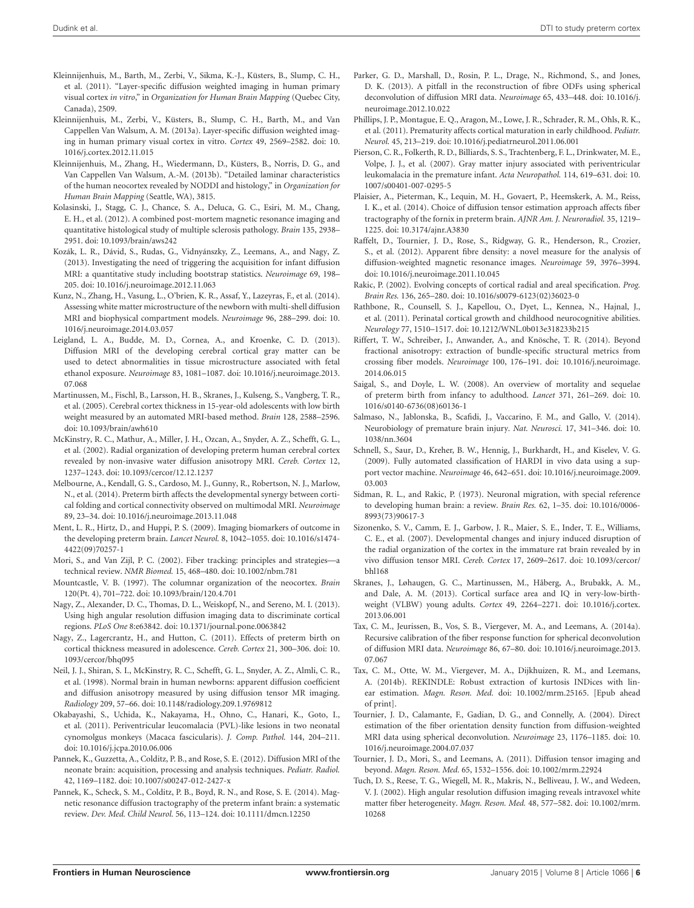Kleinnijenhuis, M., Barth, M., Zerbi, V., Sikma, K.-J., Küsters, B., Slump, C. H., et al. (2011). "Layer-specific diffusion weighted imaging in human primary visual cortex *in vitro*," in *Organization for Human Brain Mapping* (Quebec City, Canada), 2509.

Kleinnijenhuis, M., Zerbi, V., Küsters, B., Slump, C. H., Barth, M., and Van Cappellen Van Walsum, A. M. (2013a). Layer-specific diffusion weighted imaging in human primary visual cortex in vitro. *Cortex* 49, 2569–2582. doi: 10.1016/j.cortex.2012.11.015

Kleinnijenhuis, M., Zhang, H., Wiedermann, D., Küsters, B., Norris, D. G., and Van Cappellen Van Walsum, A.-M. (2013b). "Detailed laminar characteristics of the human neocortex revealed by NODDI and histology," in *Organization for Human Brain Mapping* (Seattle, WA), 3815.

Kolasinski, J., Stagg, C. J., Chance, S. A., Deluca, G. C., Esiri, M. M., Chang, E. H., et al. (2012). A combined post-mortem magnetic resonance imaging and quantitative histological study of multiple sclerosis pathology. *Brain* 135, 2938–2951. doi: 10.1093/brain/aws242

Kozák, L. R., Dávid, S., Rudas, G., Vidnyánszky, Z., Leemans, A., and Nagy, Z. (2013). Investigating the need of triggering the acquisition for infant diffusion MRI: a quantitative study including bootstrap statistics. *Neuroimage* 69, 198–205. doi: 10.1016/j.neuroimage.2012.11.063

Kunz, N., Zhang, H., Vasung, L., O'brien, K. R., Assaf, Y., Lazeyras, F., et al. (2014). Assessing white matter microstructure of the newborn with multi-shell diffusion MRI and biophysical compartment models. *Neuroimage* 96, 288–299. doi: 10.1016/j.neuroimage.2014.03.057

Leigland, L. A., Budde, M. D., Cornea, A., and Kroenke, C. D. (2013). Diffusion MRI of the developing cerebral cortical gray matter can be used to detect abnormalities in tissue microstructure associated with fetal ethanol exposure. *Neuroimage* 83, 1081–1087. doi: 10.1016/j.neuroimage.2013.07.068

Martinussen, M., Fischl, B., Larsson, H. B., Skranes, J., Kulseng, S., Vangberg, T. R., et al. (2005). Cerebral cortex thickness in 15-year-old adolescents with low birth weight measured by an automated MRI-based method. *Brain* 128, 2588–2596. doi: 10.1093/brain/awh610

McKinstry, R. C., Mathur, A., Miller, J. H., Ozcan, A., Snyder, A. Z., Schefft, G. L., et al. (2002). Radial organization of developing preterm human cerebral cortex revealed by non-invasive water diffusion anisotropy MRI. *Cereb. Cortex* 12, 1237–1243. doi: 10.1093/cercor/12.12.1237

Melbourne, A., Kendall, G. S., Cardoso, M. J., Gunny, R., Robertson, N. J., Marlow, N., et al. (2014). Preterm birth affects the developmental synergy between cortical folding and cortical connectivity observed on multimodal MRI. *Neuroimage* 89, 23–34. doi: 10.1016/j.neuroimage.2013.11.048

Ment, L. R., Hirtz, D., and Huppi, P. S. (2009). Imaging biomarkers of outcome in the developing preterm brain. *Lancet Neurol.* 8, 1042–1055. doi: 10.1016/s1474-4422(09)70257-1

Mori, S., and Van Zijl, P. C. (2002). Fiber tracking: principles and strategies—a technical review. *NMR Biomed.* 15, 468–480. doi: 10.1002/nbm.781

Mountcastle, V. B. (1997). The columnar organization of the neocortex. *Brain* 120(Pt. 4), 701–722. doi: 10.1093/brain/120.4.701

Nagy, Z., Alexander, D. C., Thomas, D. L., Weiskopf, N., and Sereno, M. I. (2013). Using high angular resolution diffusion imaging data to discriminate cortical regions. *PLoS One* 8:e63842. doi: 10.1371/journal.pone.0063842

Nagy, Z., Lagercrantz, H., and Hutton, C. (2011). Effects of preterm birth on cortical thickness measured in adolescence. *Cereb. Cortex* 21, 300–306. doi: 10.1093/cercor/bhq095

Neil, J. J., Shiran, S. I., McKinstry, R. C., Schefft, G. L., Snyder, A. Z., Almli, C. R., et al. (1998). Normal brain in human newborns: apparent diffusion coefficient and diffusion anisotropy measured by using diffusion tensor MR imaging. *Radiology* 209, 57–66. doi: 10.1148/radiology.209.1.9769812

Okabayashi, S., Uchida, K., Nakayama, H., Ohno, C., Hanari, K., Goto, I., et al. (2011). Periventricular leucomalacia (PVL)-like lesions in two neonatal cynomolgus monkeys (Macaca fascicularis). *J. Comp. Pathol.* 144, 204–211. doi: 10.1016/j.jcpa.2010.06.006

Pannek, K., Guzzetta, A., Colditz, P. B., and Rose, S. E. (2012). Diffusion MRI of the neonate brain: acquisition, processing and analysis techniques. *Pediatr. Radiol.* 42, 1169–1182. doi: 10.1007/s00247-012-2427-x

Pannek, K., Scheck, S. M., Colditz, P. B., Boyd, R. N., and Rose, S. E. (2014). Magnetic resonance diffusion tractography of the preterm infant brain: a systematic review. *Dev. Med. Child Neurol.* 56, 113–124. doi: 10.1111/dmcn.12250

Parker, G. D., Marshall, D., Rosin, P. L., Drage, N., Richmond, S., and Jones, D. K. (2013). A pitfall in the reconstruction of fibre ODFs using spherical deconvolution of diffusion MRI data. *Neuroimage* 65, 433–448. doi: 10.1016/j.neuroimage.2012.10.022

Phillips, J. P., Montague, E. Q., Aragon, M., Lowe, J. R., Schrader, R. M., Ohls, R. K., et al. (2011). Prematurity affects cortical maturation in early childhood. *Pediatr. Neurol.* 45, 213–219. doi: 10.1016/j.pediatrneurol.2011.06.001

Pierson, C. R., Folkerth, R. D., Billiards, S. S., Trachtenberg, F. L., Drinkwater, M. E., Volpe, J. J., et al. (2007). Gray matter injury associated with periventricular leukomalacia in the premature infant. *Acta Neuropathol.* 114, 619–631. doi: 10.1007/s00401-007-0295-5

Plaisier, A., Pieterman, K., Lequin, M. H., Govaert, P., Heemskerk, A. M., Reiss, I. K., et al. (2014). Choice of diffusion tensor estimation approach affects fiber tractography of the fornix in preterm brain. *AJNR Am. J. Neuroradiol.* 35, 1219–1225. doi: 10.3174/ajnr.A3830

Raffelt, D., Tournier, J. D., Rose, S., Ridgway, G. R., Henderson, R., Crozier, S., et al. (2012). Apparent fibre density: a novel measure for the analysis of diffusion-weighted magnetic resonance images. *Neuroimage* 59, 3976–3994. doi: 10.1016/j.neuroimage.2011.10.045

Rakic, P. (2002). Evolving concepts of cortical radial and areal specification. *Prog. Brain Res.* 136, 265–280. doi: 10.1016/s0079-6123(02)36023-0

Rathbone, R., Counsell, S. J., Kapellou, O., Dyet, L., Kennea, N., Hajnal, J., et al. (2011). Perinatal cortical growth and childhood neurocognitive abilities. *Neurology* 77, 1510–1517. doi: 10.1212/WNL.0b013e318233b215

Riffert, T. W., Schreiber, J., Anwander, A., and Knösche, T. R. (2014). Beyond fractional anisotropy: extraction of bundle-specific structural metrics from crossing fiber models. *Neuroimage* 100, 176–191. doi: 10.1016/j.neuroimage.2014.06.015

Saigal, S., and Doyle, L. W. (2008). An overview of mortality and sequelae of preterm birth from infancy to adulthood. *Lancet* 371, 261–269. doi: 10.1016/s0140-6736(08)60136-1

Salmaso, N., Jablonska, B., Scafidi, J., Vaccarino, F. M., and Gallo, V. (2014). Neurobiology of premature brain injury. *Nat. Neurosci.* 17, 341–346. doi: 10.1038/nn.3604

Schnell, S., Saur, D., Kreher, B. W., Hennig, J., Burkhardt, H., and Kiselev, V. G. (2009). Fully automated classification of HARDI in vivo data using a support vector machine. *Neuroimage* 46, 642–651. doi: 10.1016/j.neuroimage.2009.03.003

Sidman, R. L., and Rakic, P. (1973). Neuronal migration, with special reference to developing human brain: a review. *Brain Res.* 62, 1–35. doi: 10.1016/0006-8993(73)90617-3

Sizonenko, S. V., Camm, E. J., Garbow, J. R., Maier, S. E., Inder, T. E., Williams, C. E., et al. (2007). Developmental changes and injury induced disruption of the radial organization of the cortex in the immature rat brain revealed by in vivo diffusion tensor MRI. *Cereb. Cortex* 17, 2609–2617. doi: 10.1093/cercor/bhl168

Skranes, J., Løhaugen, G. C., Martinussen, M., Håberg, A., Brubakk, A. M., and Dale, A. M. (2013). Cortical surface area and IQ in very-low-birth-weight (VLBW) young adults. *Cortex* 49, 2264–2271. doi: 10.1016/j.cortex.2013.06.001

Tax, C. M., Jeurissen, B., Vos, S. B., Viergever, M. A., and Leemans, A. (2014a). Recursive calibration of the fiber response function for spherical deconvolution of diffusion MRI data. *Neuroimage* 86, 67–80. doi: 10.1016/j.neuroimage.2013.07.067

Tax, C. M., Otte, W. M., Viergever, M. A., Dijkhuizen, R. M., and Leemans, A. (2014b). REKINDLE: Robust extraction of kurtosis INDices with linear estimation. *Magn. Reson. Med.* doi: 10.1002/mrm.25165. [Epub ahead of print].

Tournier, J. D., Calamante, F., Gadian, D. G., and Connelly, A. (2004). Direct estimation of the fiber orientation density function from diffusion-weighted MRI data using spherical deconvolution. *Neuroimage* 23, 1176–1185. doi: 10.1016/j.neuroimage.2004.07.037

Tournier, J. D., Mori, S., and Leemans, A. (2011). Diffusion tensor imaging and beyond. *Magn. Reson. Med.* 65, 1532–1556. doi: 10.1002/mrm.22924

Tuch, D. S., Reese, T. G., Wiegell, M. R., Makris, N., Belliveau, J. W., and Wedeen, V. J. (2002). High angular resolution diffusion imaging reveals intravoxel white matter fiber heterogeneity. *Magn. Reson. Med.* 48, 577–582. doi: 10.1002/mrm.10268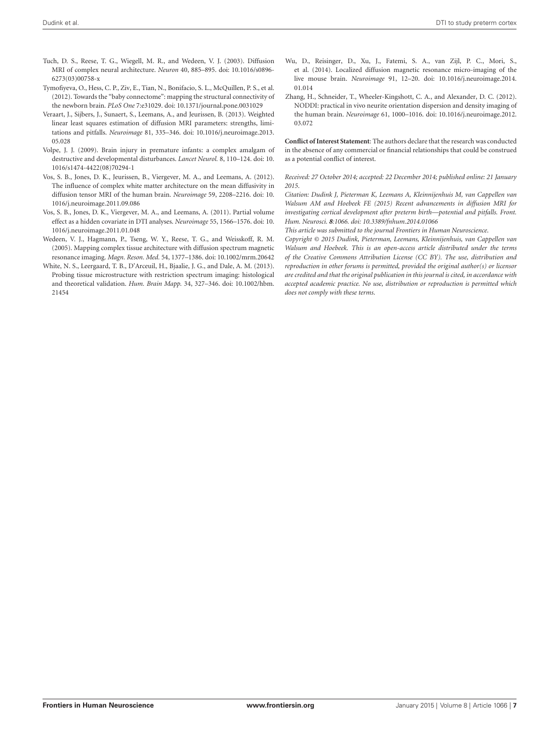Tuch, D. S., Reese, T. G., Wiegell, M. R., and Wedeen, V. J. (2003). Diffusion MRI of complex neural architecture. *Neuron* 40, 885–895. doi: 10.1016/s0896-6273(03)00758-x

Tymofiyeva, O., Hess, C. P., Ziv, E., Tian, N., Bonifacio, S. L., McQuillen, P. S., et al. (2012). Towards the "baby connectome": mapping the structural connectivity of the newborn brain. *PLoS One* 7:e31029. doi: 10.1371/journal.pone.0031029

Veraart, J., Sijbers, J., Sunaert, S., Leemans, A., and Jeurissen, B. (2013). Weighted linear least squares estimation of diffusion MRI parameters: strengths, limitations and pitfalls. *Neuroimage* 81, 335–346. doi: 10.1016/j.neuroimage.2013.05.028

Volpe, J. J. (2009). Brain injury in premature infants: a complex amalgam of destructive and developmental disturbances. *Lancet Neurol.* 8, 110–124. doi: 10.1016/s1474-4422(08)70294-1

Vos, S. B., Jones, D. K., Jeurissen, B., Viergever, M. A., and Leemans, A. (2012). The influence of complex white matter architecture on the mean diffusivity in diffusion tensor MRI of the human brain. *Neuroimage* 59, 2208–2216. doi: 10.1016/j.neuroimage.2011.09.086

Vos, S. B., Jones, D. K., Viergever, M. A., and Leemans, A. (2011). Partial volume effect as a hidden covariate in DTI analyses. *Neuroimage* 55, 1566–1576. doi: 10.1016/j.neuroimage.2011.01.048

Wedeen, V. J., Hagmann, P., Tseng, W. Y., Reese, T. G., and Weisskoff, R. M. (2005). Mapping complex tissue architecture with diffusion spectrum magnetic resonance imaging. *Magn. Reson. Med.* 54, 1377–1386. doi: 10.1002/mrm.20642

White, N. S., Leergaard, T. B., D'Arceuil, H., Bjaalie, J. G., and Dale, A. M. (2013). Probing tissue microstructure with restriction spectrum imaging: histological and theoretical validation. *Hum. Brain Mapp.* 34, 327–346. doi: 10.1002/hbm.21454

Wu, D., Reisinger, D., Xu, J., Fatemi, S. A., van Zijl, P. C., Mori, S., et al. (2014). Localized diffusion magnetic resonance micro-imaging of the live mouse brain. *Neuroimage* 91, 12–20. doi: 10.1016/j.neuroimage.2014.01.014

Zhang, H., Schneider, T., Wheeler-Kingshott, C. A., and Alexander, D. C. (2012). NODDI: practical in vivo neurite orientation dispersion and density imaging of the human brain. *Neuroimage* 61, 1000–1016. doi: 10.1016/j.neuroimage.2012.03.072

**Conflict of Interest Statement**: The authors declare that the research was conducted in the absence of any commercial or financial relationships that could be construed as a potential conflict of interest.

*Received: 27 October 2014; accepted: 22 December 2014; published online: 21 January 2015.*

*Citation: Dudink J, Pieterman K, Leemans A, Kleinnijenhuis M, van Cappellen van Walsum AM and Hoebeek FE (2015) Recent advancements in diffusion MRI for investigating cortical development after preterm birth—potential and pitfalls. Front. Hum. Neurosci. **8**:1066. doi: 10.3389/fnhum.2014.01066*

*This article was submitted to the journal Frontiers in Human Neuroscience.*

*Copyright © 2015 Dudink, Pieterman, Leemans, Kleinnijenhuis, van Cappellen van Walsum and Hoebeek. This is an open-access article distributed under the terms of the Creative Commons Attribution License (CC BY). The use, distribution and reproduction in other forums is permitted, provided the original author(s) or licensor are credited and that the original publication in this journal is cited, in accordance with accepted academic practice. No use, distribution or reproduction is permitted which does not comply with these terms.*